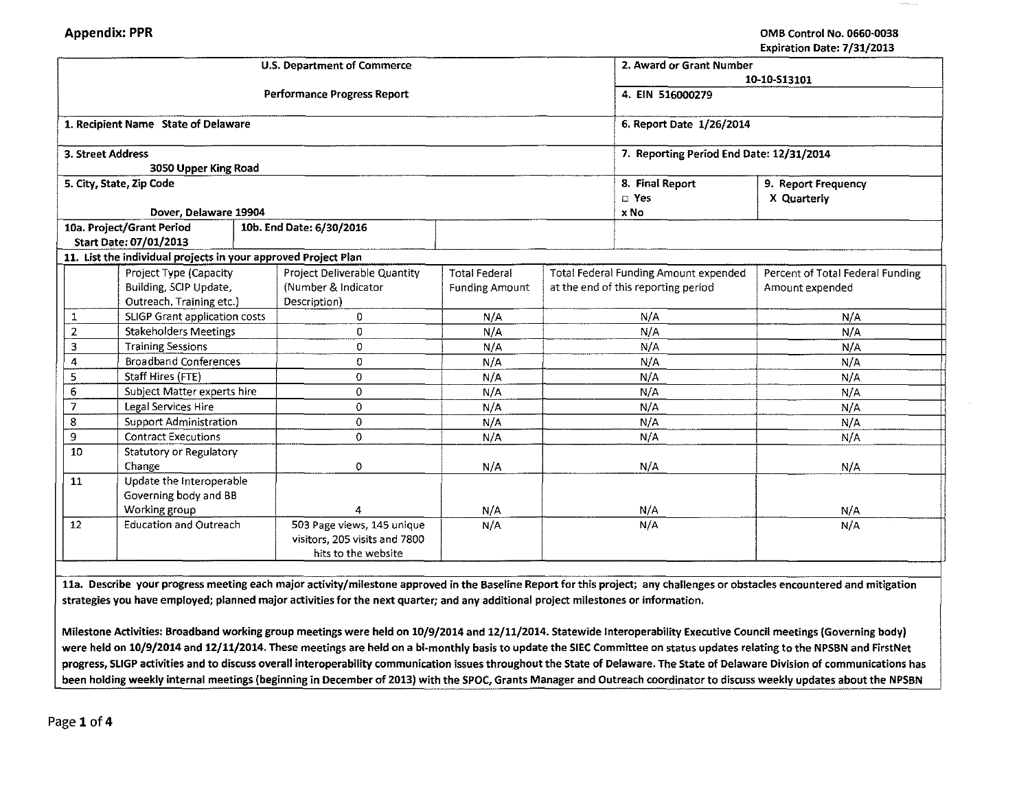**Appendix: PPR**

OMB Control No. 0660-0038
Expiration Date: 7/31/2013

| U.S. Department of Commerce<br><br>Performance Progress Report | | 2. Award or Grant Number<br>10-10-S13101 | |
|---|---|---|---|
| | | 4. EIN 516000279 | |
| 1. Recipient Name State of Delaware | | 6. Report Date 1/26/2014 | |
| 3. Street Address<br>3050 Upper King Road | | 7. Reporting Period End Date: 12/31/2014 | |
| 5. City, State, Zip Code<br><br>Dover, Delaware 19904 | | 8. Final Report<br>□ Yes<br>x No | 9. Report Frequency<br>X Quarterly |
| 10a. Project/Grant Period<br>Start Date: 07/01/2013 | 10b. End Date: 6/30/2016 | | |

**11. List the individual projects in your approved Project Plan**

| | Project Type (Capacity Building, SCIP Update, Outreach, Training etc.) | Project Deliverable Quantity (Number & Indicator Description) | Total Federal Funding Amount | Total Federal Funding Amount expended at the end of this reporting period | Percent of Total Federal Funding Amount expended |
|---|---|---|---|---|---|
| 1 | SLIGP Grant application costs | 0 | N/A | N/A | N/A |
| 2 | Stakeholders Meetings | 0 | N/A | N/A | N/A |
| 3 | Training Sessions | 0 | N/A | N/A | N/A |
| 4 | Broadband Conferences | 0 | N/A | N/A | N/A |
| 5 | Staff Hires (FTE) | 0 | N/A | N/A | N/A |
| 6 | Subject Matter experts hire | 0 | N/A | N/A | N/A |
| 7 | Legal Services Hire | 0 | N/A | N/A | N/A |
| 8 | Support Administration | 0 | N/A | N/A | N/A |
| 9 | Contract Executions | 0 | N/A | N/A | N/A |
| 10 | Statutory or Regulatory Change | 0 | N/A | N/A | N/A |
| 11 | Update the Interoperable Governing body and BB Working group | 4 | N/A | N/A | N/A |
| 12 | Education and Outreach | 503 Page views, 145 unique visitors, 205 visits and 7800 hits to the website | N/A | N/A | N/A |

**11a. Describe your progress meeting each major activity/milestone approved in the Baseline Report for this project; any challenges or obstacles encountered and mitigation strategies you have employed; planned major activities for the next quarter; and any additional project milestones or information.**

**Milestone Activities: Broadband working group meetings were held on 10/9/2014 and 12/11/2014. Statewide Interoperability Executive Council meetings (Governing body) were held on 10/9/2014 and 12/11/2014. These meetings are held on a bi-monthly basis to update the SIEC Committee on status updates relating to the NPSBN and FirstNet progress, SLIGP activities and to discuss overall interoperability communication issues throughout the State of Delaware. The State of Delaware Division of communications has been holding weekly internal meetings (beginning in December of 2013) with the SPOC, Grants Manager and Outreach coordinator to discuss weekly updates about the NPSBN**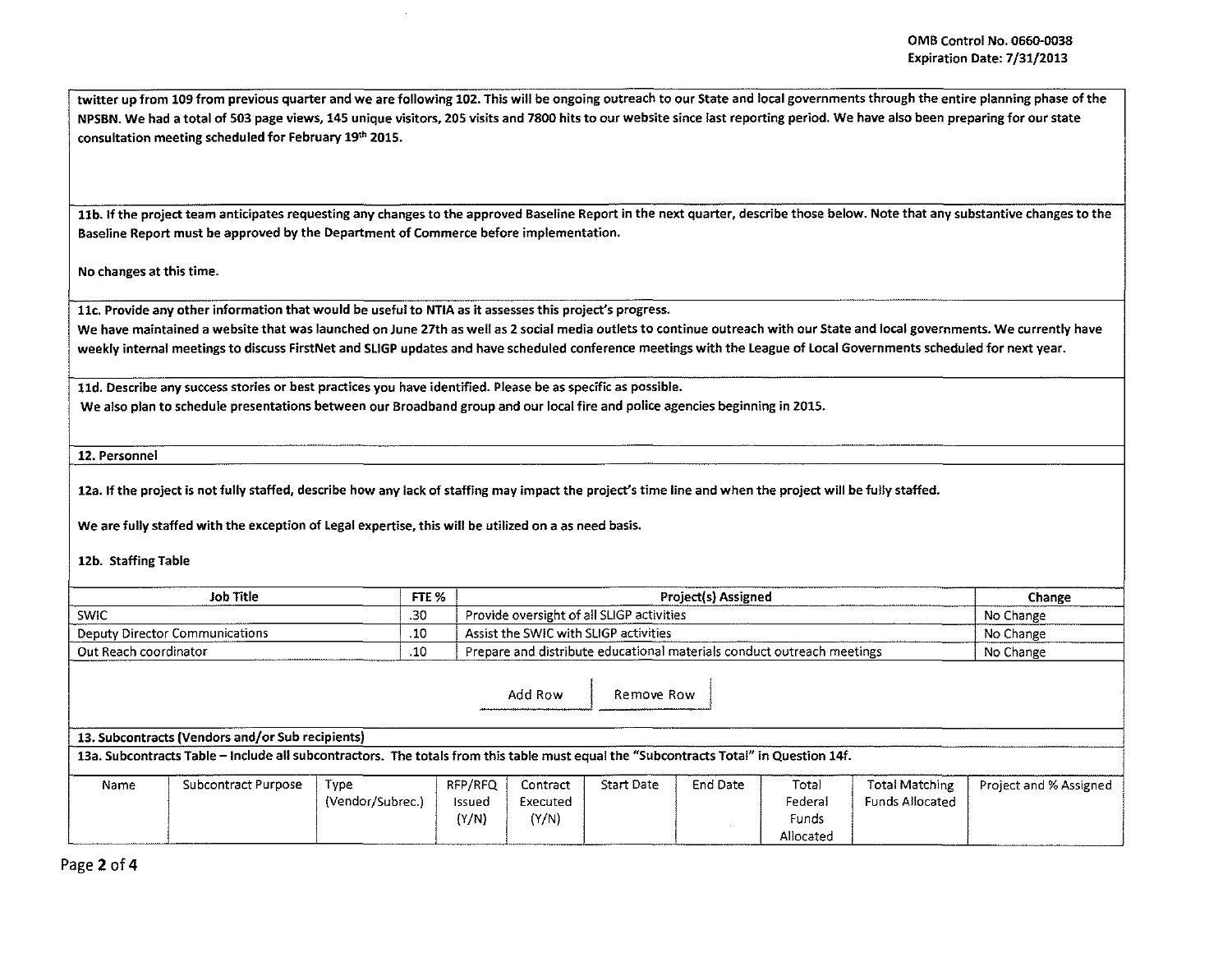twitter up from 109 from previous quarter and we are following 102. This will be ongoing outreach to our State and local governments through the entire planning phase of the NPSBN. We had a total of 503 page views, 145 unique visitors, 205 visits and 7800 hits to our website since last reporting period. We have also been preparing for our state consultation meeting scheduled for February 19th 2015.

**11b. If the project team anticipates requesting any changes to the approved Baseline Report in the next quarter, describe those below. Note that any substantive changes to the Baseline Report must be approved by the Department of Commerce before implementation.**

No changes at this time.

**11c. Provide any other information that would be useful to NTIA as it assesses this project's progress.**

We have maintained a website that was launched on June 27th as well as 2 social media outlets to continue outreach with our State and local governments. We currently have weekly internal meetings to discuss FirstNet and SLIGP updates and have scheduled conference meetings with the League of Local Governments scheduled for next year.

**11d. Describe any success stories or best practices you have identified. Please be as specific as possible.**

We also plan to schedule presentations between our Broadband group and our local fire and police agencies beginning in 2015.

**12. Personnel**

**12a. If the project is not fully staffed, describe how any lack of staffing may impact the project's time line and when the project will be fully staffed.**

We are fully staffed with the exception of Legal expertise, this will be utilized on a as need basis.

**12b. Staffing Table**

| Job Title | FTE % | Project(s) Assigned | Change |
|---|---|---|---|
| SWIC | .30 | Provide oversight of all SLIGP activities | No Change |
| Deputy Director Communications | .10 | Assist the SWIC with SLIGP activities | No Change |
| Out Reach coordinator | .10 | Prepare and distribute educational materials conduct outreach meetings | No Change |

Add Row | Remove Row

**13. Subcontracts (Vendors and/or Sub recipients)**

**13a. Subcontracts Table – Include all subcontractors. The totals from this table must equal the "Subcontracts Total" in Question 14f.**

| Name | Subcontract Purpose | Type (Vendor/Subrec.) | RFP/RFQ Issued (Y/N) | Contract Executed (Y/N) | Start Date | End Date | Total Federal Funds Allocated | Total Matching Funds Allocated | Project and % Assigned |
|---|---|---|---|---|---|---|---|---|---|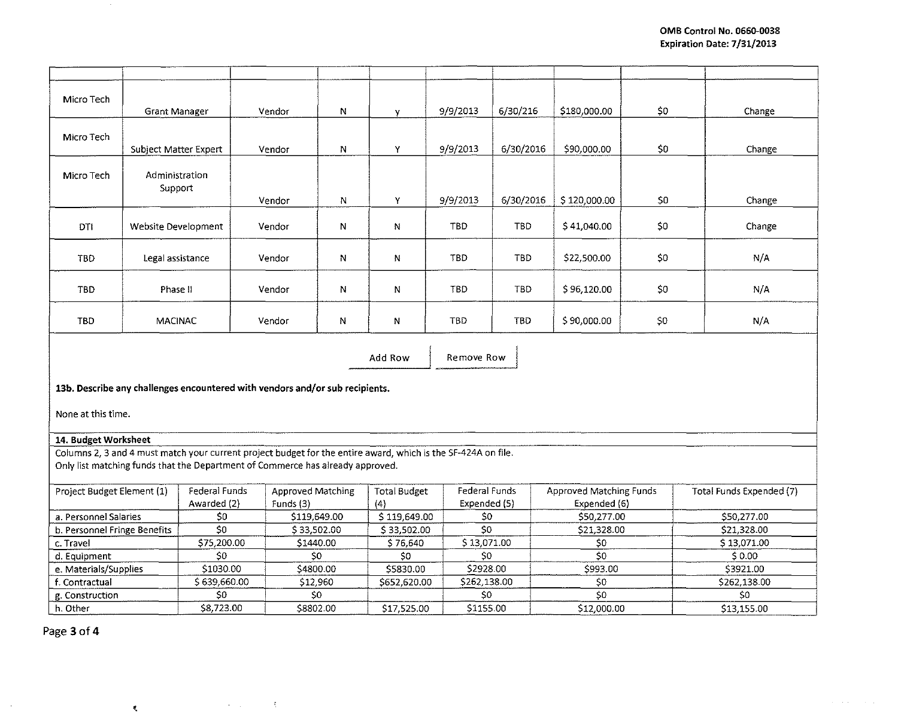| | | | | | | | | | |
|---|---|---|---|---|---|---|---|---|---|
| Micro Tech | Grant Manager | Vendor | N | y | 9/9/2013 | 6/30/216 | $180,000.00 | $0 | Change |
| Micro Tech | Subject Matter Expert | Vendor | N | Y | 9/9/2013 | 6/30/2016 | $90,000.00 | $0 | Change |
| Micro Tech | Administration Support | Vendor | N | Y | 9/9/2013 | 6/30/2016 | $ 120,000.00 | $0 | Change |
| DTI | Website Development | Vendor | N | N | TBD | TBD | $ 41,040.00 | $0 | Change |
| TBD | Legal assistance | Vendor | N | N | TBD | TBD | $22,500.00 | $0 | N/A |
| TBD | Phase II | Vendor | N | N | TBD | TBD | $ 96,120.00 | $0 | N/A |
| TBD | MACINAC | Vendor | N | N | TBD | TBD | $ 90,000.00 | $0 | N/A |

Add Row | Remove Row

**13b. Describe any challenges encountered with vendors and/or sub recipients.**

None at this time.

**14. Budget Worksheet**

Columns 2, 3 and 4 must match your current project budget for the entire award, which is the SF-424A on file.
Only list matching funds that the Department of Commerce has already approved.

| Project Budget Element (1) | Federal Funds Awarded (2) | Approved Matching Funds (3) | Total Budget (4) | Federal Funds Expended (5) | Approved Matching Funds Expended (6) | Total Funds Expended (7) |
|---|---|---|---|---|---|---|
| a. Personnel Salaries | $0 | $119,649.00 | $ 119,649.00 | $0 | $50,277.00 | $50,277.00 |
| b. Personnel Fringe Benefits | $0 | $ 33,502.00 | $ 33,502.00 | $0 | $21,328.00 | $21,328.00 |
| c. Travel | $75,200.00 | $1440.00 | $ 76,640 | $ 13,071.00 | $0 | $ 13,071.00 |
| d. Equipment | $0 | $0 | $0 | $0 | $0 | $ 0.00 |
| e. Materials/Supplies | $1030.00 | $4800.00 | $5830.00 | $2928.00 | $993.00 | $3921.00 |
| f. Contractual | $ 639,660.00 | $12,960 | $652,620.00 | $262,138.00 | $0 | $262,138.00 |
| g. Construction | $0 | $0 | | $0 | $0 | $0 |
| h. Other | $8,723.00 | $8802.00 | $17,525.00 | $1155.00 | $12,000.00 | $13,155.00 |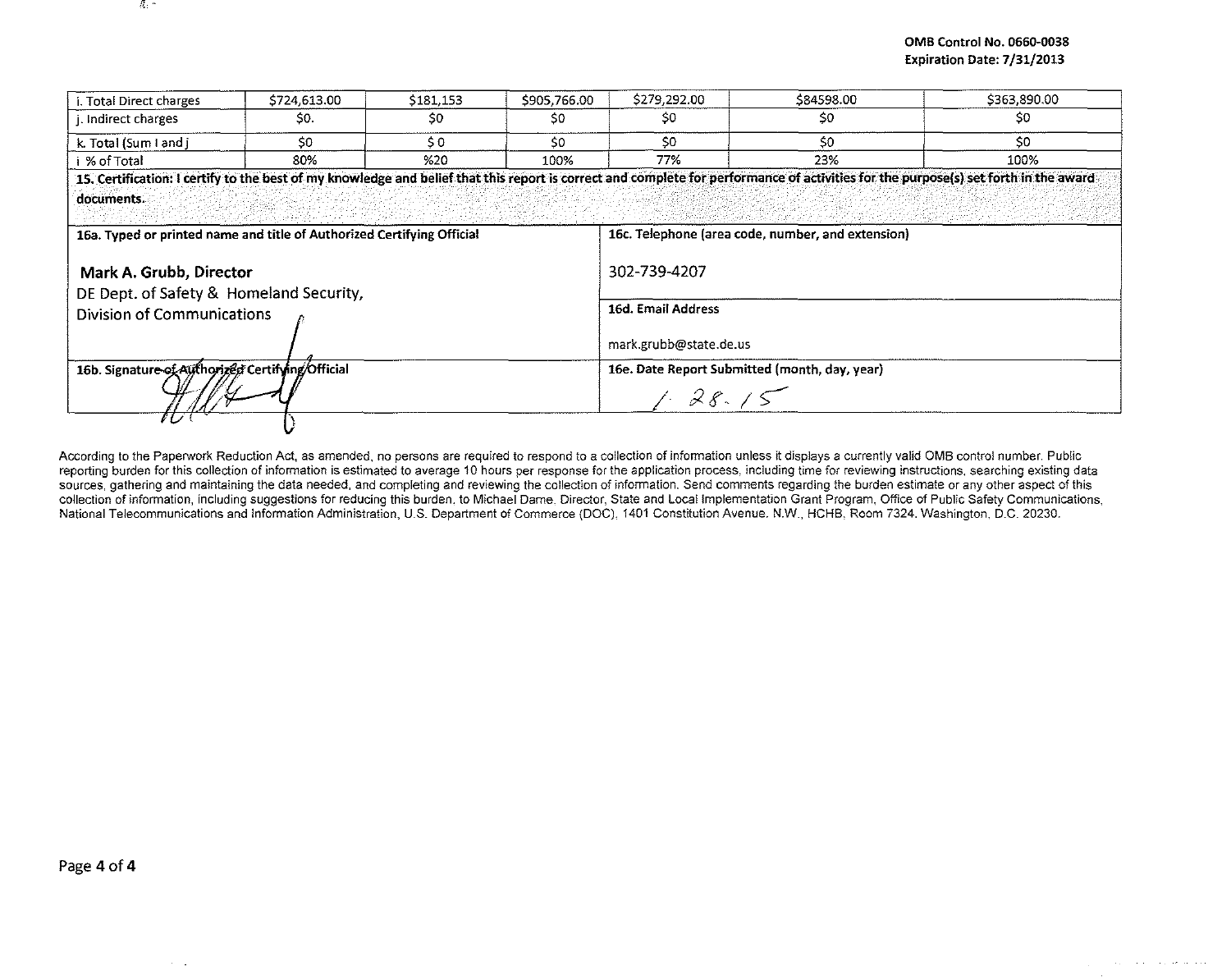OMB Control No. 0660-0038
Expiration Date: 7/31/2013

| | | | | | | |
|---|---|---|---|---|---|---|
| i. Total Direct charges | $724,613.00 | $181,153 | $905,766.00 | $279,292.00 | $84598.00 | $363,890.00 |
| j. Indirect charges | $0. | $0 | $0 | $0 | $0 | $0 |
| k. Total (Sum I and j | $0 | $ 0 | $0 | $0 | $0 | $0 |
| i % of Total | 80% | %20 | 100% | 77% | 23% | 100% |

**15. Certification: I certify to the best of my knowledge and belief that this report is correct and complete for performance of activities for the purpose(s) set forth in the award documents.**

| | |
|---|---|
| **16a. Typed or printed name and title of Authorized Certifying Official**<br><br>**Mark A. Grubb, Director**<br>DE Dept. of Safety & Homeland Security,<br>Division of Communications | **16c. Telephone (area code, number, and extension)**<br><br>302-739-4207 |
| | **16d. Email Address**<br><br>mark.grubb@state.de.us |
| **16b. Signature of Authorized Certifying Official** | **16e. Date Report Submitted (month, day, year)**<br><br>1-28-15 |

According to the Paperwork Reduction Act, as amended, no persons are required to respond to a collection of information unless it displays a currently valid OMB control number. Public reporting burden for this collection of information is estimated to average 10 hours per response for the application process, including time for reviewing instructions, searching existing data sources, gathering and maintaining the data needed, and completing and reviewing the collection of information. Send comments regarding the burden estimate or any other aspect of this collection of information, including suggestions for reducing this burden, to Michael Dame, Director, State and Local Implementation Grant Program, Office of Public Safety Communications, National Telecommunications and Information Administration, U.S. Department of Commerce (DOC), 1401 Constitution Avenue, N.W., HCHB, Room 7324, Washington, D.C. 20230.